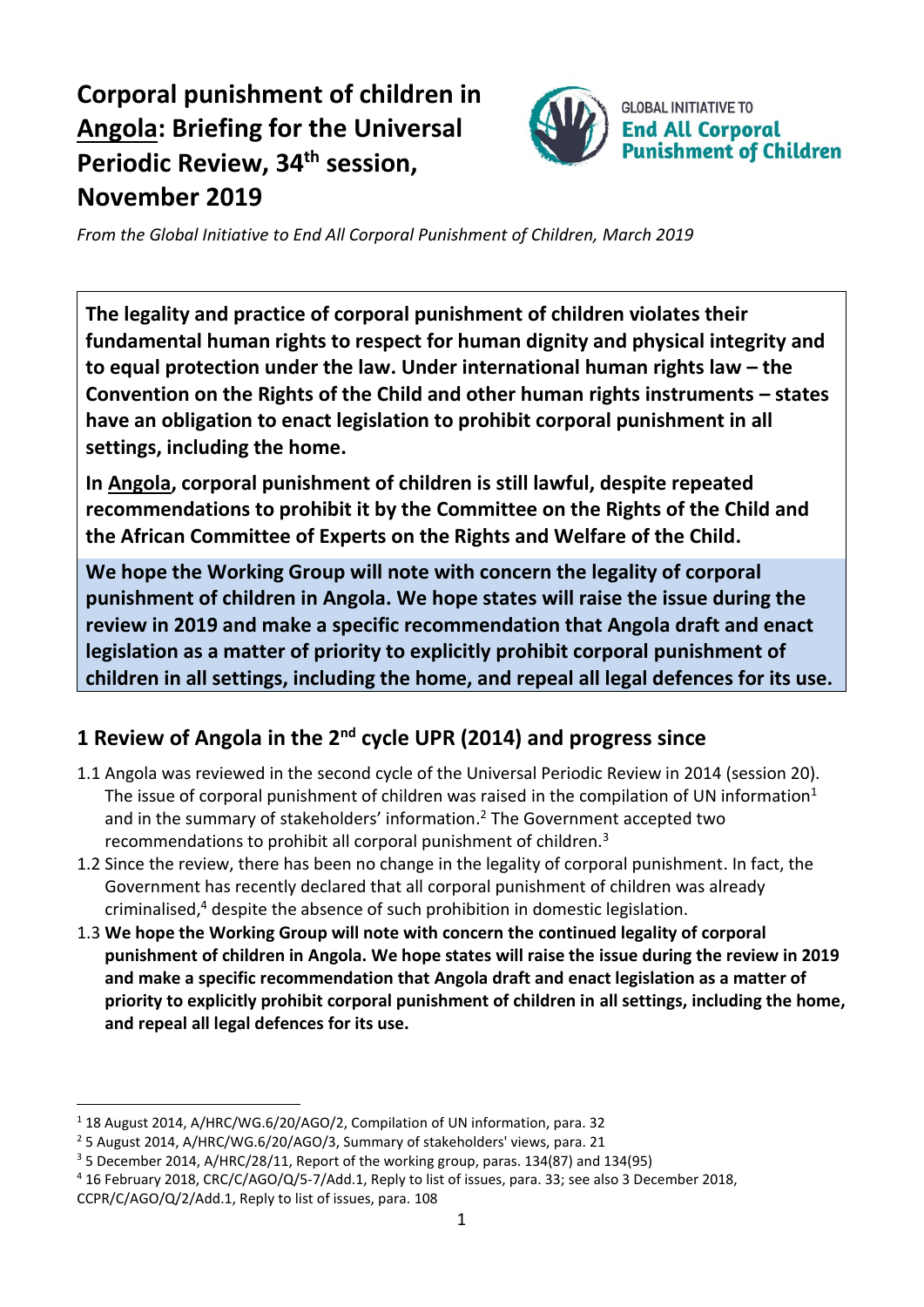# Corporal punishment of children in Angola: Briefing for the Universal Periodic Review, 34th session, November 2019

GLOBAL INITIATIVE TO **End All Corporal Punishment of Children**

*From the Global Initiative to End All Corporal Punishment of Children, March 2019*

**The legality and practice of corporal punishment of children violates their fundamental human rights to respect for human dignity and physical integrity and to equal protection under the law. Under international human rights law – the Convention on the Rights of the Child and other human rights instruments – states have an obligation to enact legislation to prohibit corporal punishment in all settings, including the home.**

**In Angola, corporal punishment of children is still lawful, despite repeated recommendations to prohibit it by the Committee on the Rights of the Child and the African Committee of Experts on the Rights and Welfare of the Child.**

**We hope the Working Group will note with concern the legality of corporal punishment of children in Angola. We hope states will raise the issue during the review in 2019 and make a specific recommendation that Angola draft and enact legislation as a matter of priority to explicitly prohibit corporal punishment of children in all settings, including the home, and repeal all legal defences for its use.**

## 1 Review of Angola in the 2nd cycle UPR (2014) and progress since

1.1 Angola was reviewed in the second cycle of the Universal Periodic Review in 2014 (session 20). The issue of corporal punishment of children was raised in the compilation of UN information[1] and in the summary of stakeholders' information.[2] The Government accepted two recommendations to prohibit all corporal punishment of children.[3]

1.2 Since the review, there has been no change in the legality of corporal punishment. In fact, the Government has recently declared that all corporal punishment of children was already criminalised,[4] despite the absence of such prohibition in domestic legislation.

1.3 **We hope the Working Group will note with concern the continued legality of corporal punishment of children in Angola. We hope states will raise the issue during the review in 2019 and make a specific recommendation that Angola draft and enact legislation as a matter of priority to explicitly prohibit corporal punishment of children in all settings, including the home, and repeal all legal defences for its use.**

---

[1] 18 August 2014, A/HRC/WG.6/20/AGO/2, Compilation of UN information, para. 32

[2] 5 August 2014, A/HRC/WG.6/20/AGO/3, Summary of stakeholders' views, para. 21

[3] 5 December 2014, A/HRC/28/11, Report of the working group, paras. 134(87) and 134(95)

[4] 16 February 2018, CRC/C/AGO/Q/5-7/Add.1, Reply to list of issues, para. 33; see also 3 December 2018, CCPR/C/AGO/Q/2/Add.1, Reply to list of issues, para. 108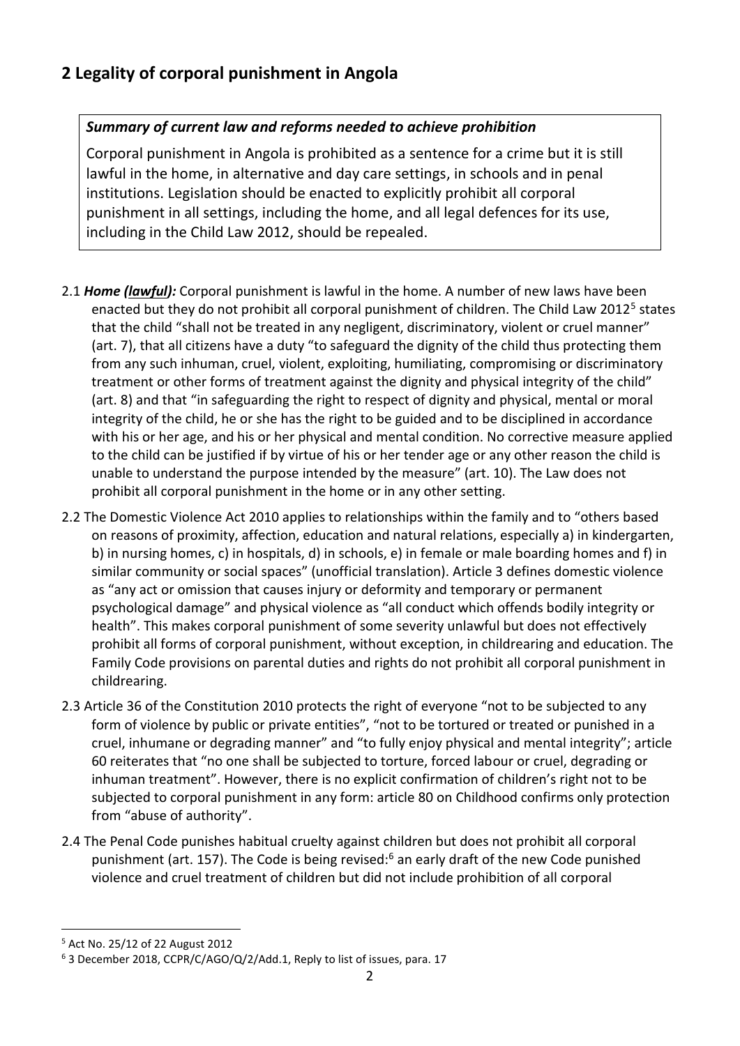## 2 Legality of corporal punishment in Angola

> ***Summary of current law and reforms needed to achieve prohibition***
>
> Corporal punishment in Angola is prohibited as a sentence for a crime but it is still lawful in the home, in alternative and day care settings, in schools and in penal institutions. Legislation should be enacted to explicitly prohibit all corporal punishment in all settings, including the home, and all legal defences for its use, including in the Child Law 2012, should be repealed.

2.1 ***Home (lawful):*** Corporal punishment is lawful in the home. A number of new laws have been enacted but they do not prohibit all corporal punishment of children. The Child Law 2012[5] states that the child "shall not be treated in any negligent, discriminatory, violent or cruel manner" (art. 7), that all citizens have a duty "to safeguard the dignity of the child thus protecting them from any such inhuman, cruel, violent, exploiting, humiliating, compromising or discriminatory treatment or other forms of treatment against the dignity and physical integrity of the child" (art. 8) and that "in safeguarding the right to respect of dignity and physical, mental or moral integrity of the child, he or she has the right to be guided and to be disciplined in accordance with his or her age, and his or her physical and mental condition. No corrective measure applied to the child can be justified if by virtue of his or her tender age or any other reason the child is unable to understand the purpose intended by the measure" (art. 10). The Law does not prohibit all corporal punishment in the home or in any other setting.

2.2 The Domestic Violence Act 2010 applies to relationships within the family and to "others based on reasons of proximity, affection, education and natural relations, especially a) in kindergarten, b) in nursing homes, c) in hospitals, d) in schools, e) in female or male boarding homes and f) in similar community or social spaces" (unofficial translation). Article 3 defines domestic violence as "any act or omission that causes injury or deformity and temporary or permanent psychological damage" and physical violence as "all conduct which offends bodily integrity or health". This makes corporal punishment of some severity unlawful but does not effectively prohibit all forms of corporal punishment, without exception, in childrearing and education. The Family Code provisions on parental duties and rights do not prohibit all corporal punishment in childrearing.

2.3 Article 36 of the Constitution 2010 protects the right of everyone "not to be subjected to any form of violence by public or private entities", "not to be tortured or treated or punished in a cruel, inhumane or degrading manner" and "to fully enjoy physical and mental integrity"; article 60 reiterates that "no one shall be subjected to torture, forced labour or cruel, degrading or inhuman treatment". However, there is no explicit confirmation of children's right not to be subjected to corporal punishment in any form: article 80 on Childhood confirms only protection from "abuse of authority".

2.4 The Penal Code punishes habitual cruelty against children but does not prohibit all corporal punishment (art. 157). The Code is being revised:[6] an early draft of the new Code punished violence and cruel treatment of children but did not include prohibition of all corporal

---

[5] Act No. 25/12 of 22 August 2012

[6] 3 December 2018, CCPR/C/AGO/Q/2/Add.1, Reply to list of issues, para. 17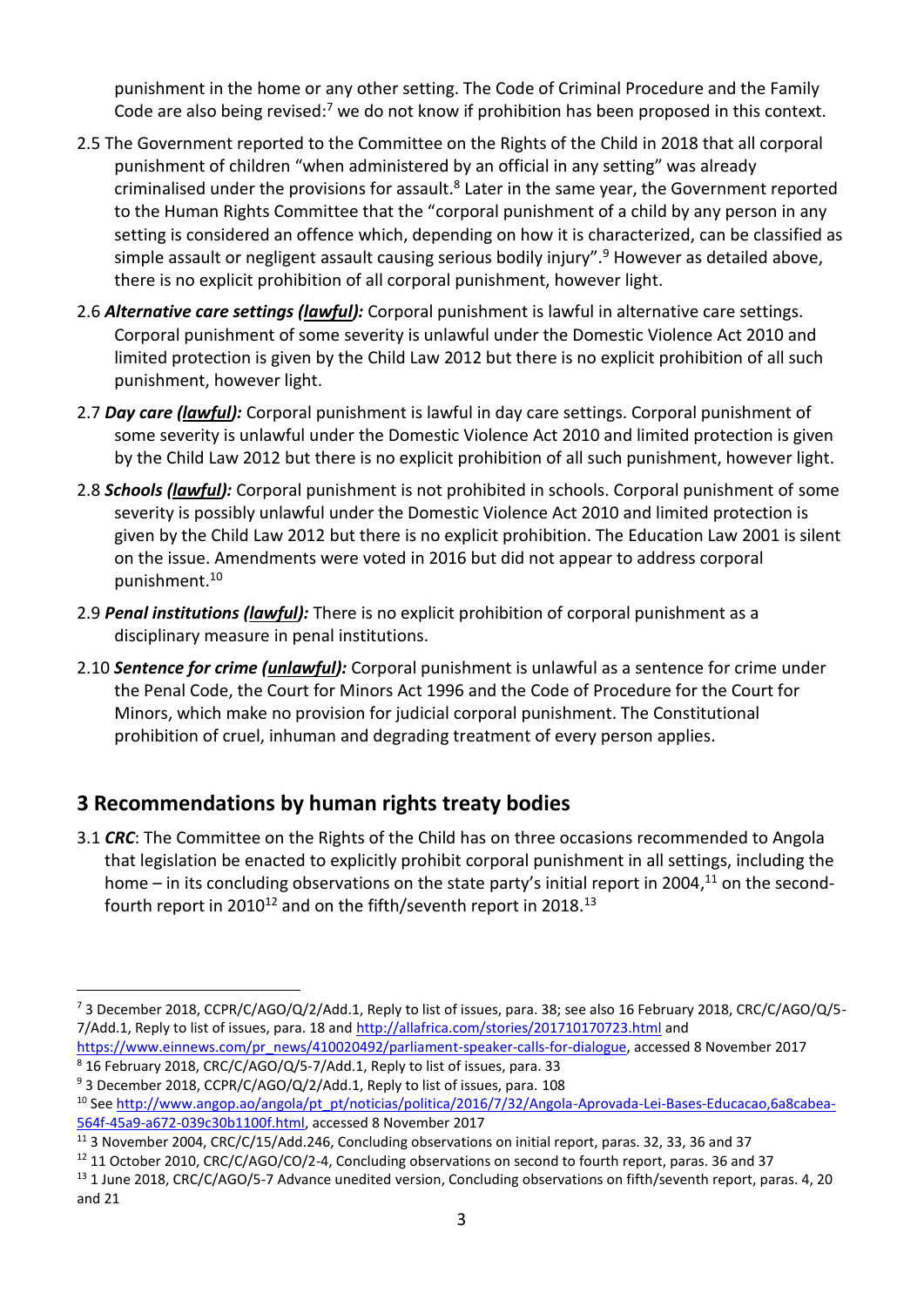punishment in the home or any other setting. The Code of Criminal Procedure and the Family Code are also being revised:[7] we do not know if prohibition has been proposed in this context.

2.5 The Government reported to the Committee on the Rights of the Child in 2018 that all corporal punishment of children "when administered by an official in any setting" was already criminalised under the provisions for assault.[8] Later in the same year, the Government reported to the Human Rights Committee that the "corporal punishment of a child by any person in any setting is considered an offence which, depending on how it is characterized, can be classified as simple assault or negligent assault causing serious bodily injury".[9] However as detailed above, there is no explicit prohibition of all corporal punishment, however light.

2.6 ***Alternative care settings (lawful):*** Corporal punishment is lawful in alternative care settings. Corporal punishment of some severity is unlawful under the Domestic Violence Act 2010 and limited protection is given by the Child Law 2012 but there is no explicit prohibition of all such punishment, however light.

2.7 ***Day care (lawful):*** Corporal punishment is lawful in day care settings. Corporal punishment of some severity is unlawful under the Domestic Violence Act 2010 and limited protection is given by the Child Law 2012 but there is no explicit prohibition of all such punishment, however light.

2.8 ***Schools (lawful):*** Corporal punishment is not prohibited in schools. Corporal punishment of some severity is possibly unlawful under the Domestic Violence Act 2010 and limited protection is given by the Child Law 2012 but there is no explicit prohibition. The Education Law 2001 is silent on the issue. Amendments were voted in 2016 but did not appear to address corporal punishment.[10]

2.9 ***Penal institutions (lawful):*** There is no explicit prohibition of corporal punishment as a disciplinary measure in penal institutions.

2.10 ***Sentence for crime (unlawful):*** Corporal punishment is unlawful as a sentence for crime under the Penal Code, the Court for Minors Act 1996 and the Code of Procedure for the Court for Minors, which make no provision for judicial corporal punishment. The Constitutional prohibition of cruel, inhuman and degrading treatment of every person applies.

## 3 Recommendations by human rights treaty bodies

3.1 ***CRC***: The Committee on the Rights of the Child has on three occasions recommended to Angola that legislation be enacted to explicitly prohibit corporal punishment in all settings, including the home – in its concluding observations on the state party's initial report in 2004,[11] on the second-fourth report in 2010[12] and on the fifth/seventh report in 2018.[13]

---

[7] 3 December 2018, CCPR/C/AGO/Q/2/Add.1, Reply to list of issues, para. 38; see also 16 February 2018, CRC/C/AGO/Q/5-7/Add.1, Reply to list of issues, para. 18 and http://allafrica.com/stories/201710170723.html and https://www.einnews.com/pr_news/410020492/parliament-speaker-calls-for-dialogue, accessed 8 November 2017

[8] 16 February 2018, CRC/C/AGO/Q/5-7/Add.1, Reply to list of issues, para. 33

[9] 3 December 2018, CCPR/C/AGO/Q/2/Add.1, Reply to list of issues, para. 108

[10] See http://www.angop.ao/angola/pt_pt/noticias/politica/2016/7/32/Angola-Aprovada-Lei-Bases-Educacao,6a8cabea-564f-45a9-a672-039c30b1100f.html, accessed 8 November 2017

[11] 3 November 2004, CRC/C/15/Add.246, Concluding observations on initial report, paras. 32, 33, 36 and 37

[12] 11 October 2010, CRC/C/AGO/CO/2-4, Concluding observations on second to fourth report, paras. 36 and 37

[13] 1 June 2018, CRC/C/AGO/5-7 Advance unedited version, Concluding observations on fifth/seventh report, paras. 4, 20 and 21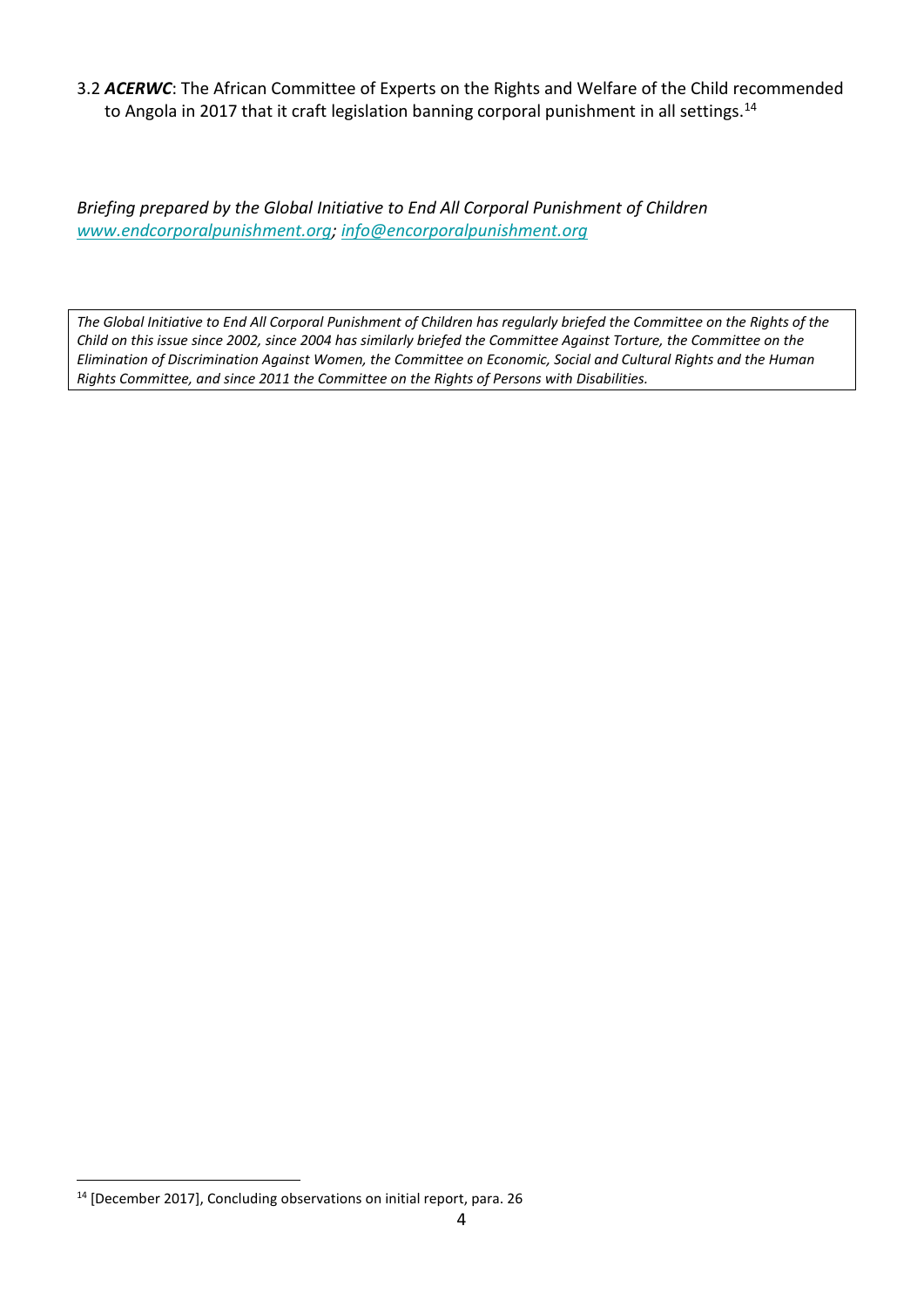3.2 ***ACERWC***: The African Committee of Experts on the Rights and Welfare of the Child recommended to Angola in 2017 that it craft legislation banning corporal punishment in all settings.[14]

*Briefing prepared by the Global Initiative to End All Corporal Punishment of Children*
*www.endcorporalpunishment.org; info@encorporalpunishment.org*

*The Global Initiative to End All Corporal Punishment of Children has regularly briefed the Committee on the Rights of the Child on this issue since 2002, since 2004 has similarly briefed the Committee Against Torture, the Committee on the Elimination of Discrimination Against Women, the Committee on Economic, Social and Cultural Rights and the Human Rights Committee, and since 2011 the Committee on the Rights of Persons with Disabilities.*

---

[14] [December 2017], Concluding observations on initial report, para. 26